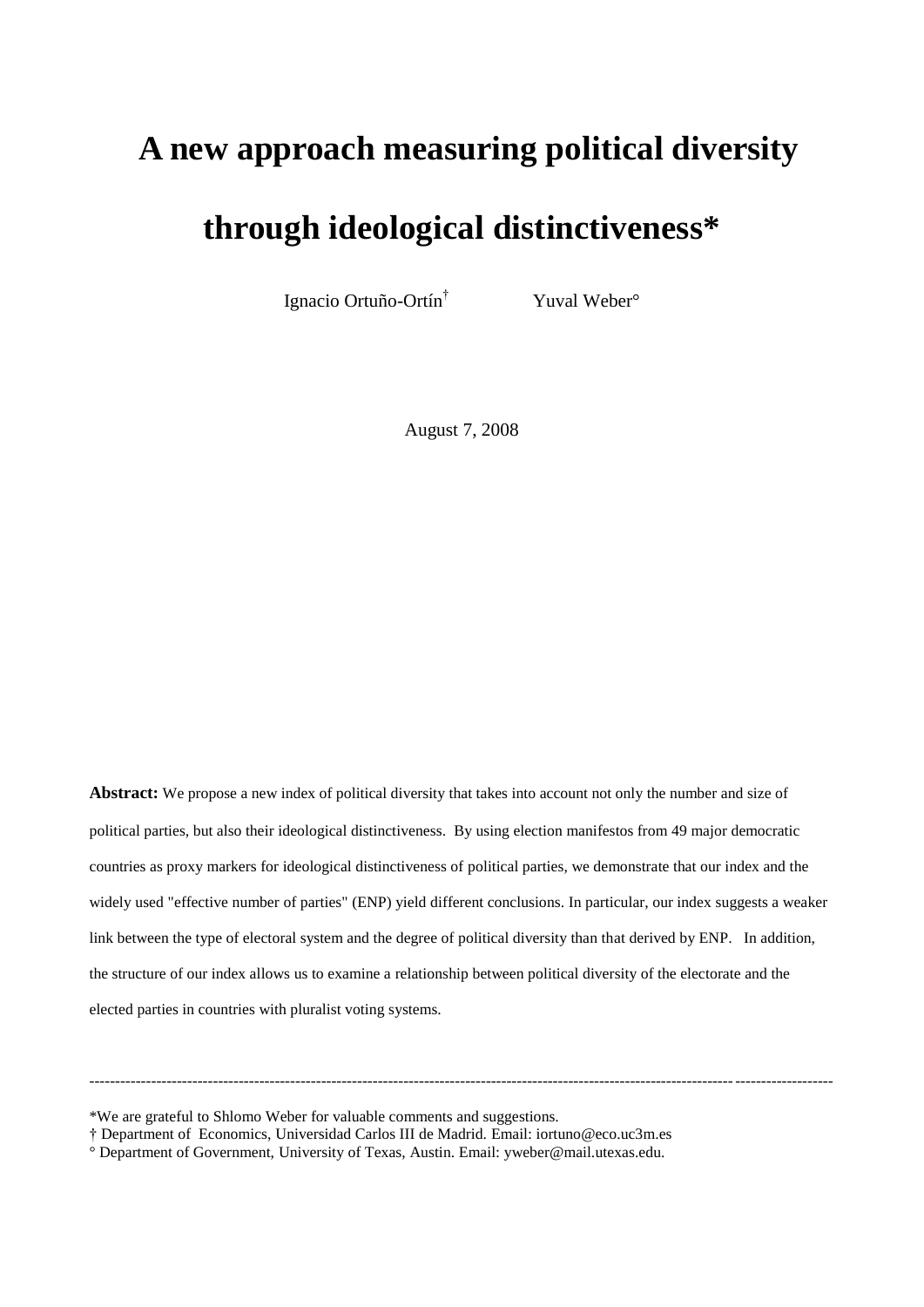# A new approach measuring political diversity through ideological distinctiveness*

Ignacio Ortuño-Ortín[†] Yuval Weber[°]

August 7, 2008

**Abstract:** We propose a new index of political diversity that takes into account not only the number and size of political parties, but also their ideological distinctiveness. By using election manifestos from 49 major democratic countries as proxy markers for ideological distinctiveness of political parties, we demonstrate that our index and the widely used "effective number of parties" (ENP) yield different conclusions. In particular, our index suggests a weaker link between the type of electoral system and the degree of political diversity than that derived by ENP. In addition, the structure of our index allows us to examine a relationship between political diversity of the electorate and the elected parties in countries with pluralist voting systems.

---

*We are grateful to Shlomo Weber for valuable comments and suggestions.

† Department of Economics, Universidad Carlos III de Madrid. Email: iortuno@eco.uc3m.es

° Department of Government, University of Texas, Austin. Email: yweber@mail.utexas.edu.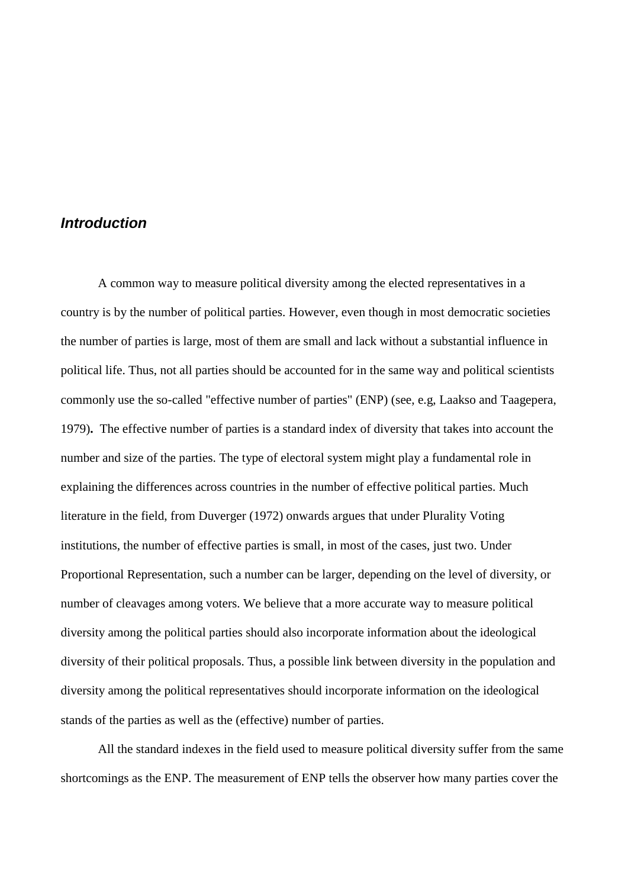## *Introduction*

A common way to measure political diversity among the elected representatives in a country is by the number of political parties. However, even though in most democratic societies the number of parties is large, most of them are small and lack without a substantial influence in political life. Thus, not all parties should be accounted for in the same way and political scientists commonly use the so-called "effective number of parties" (ENP) (see, e.g, Laakso and Taagepera, 1979)**.** The effective number of parties is a standard index of diversity that takes into account the number and size of the parties. The type of electoral system might play a fundamental role in explaining the differences across countries in the number of effective political parties. Much literature in the field, from Duverger (1972) onwards argues that under Plurality Voting institutions, the number of effective parties is small, in most of the cases, just two. Under Proportional Representation, such a number can be larger, depending on the level of diversity, or number of cleavages among voters. We believe that a more accurate way to measure political diversity among the political parties should also incorporate information about the ideological diversity of their political proposals. Thus, a possible link between diversity in the population and diversity among the political representatives should incorporate information on the ideological stands of the parties as well as the (effective) number of parties.

All the standard indexes in the field used to measure political diversity suffer from the same shortcomings as the ENP. The measurement of ENP tells the observer how many parties cover the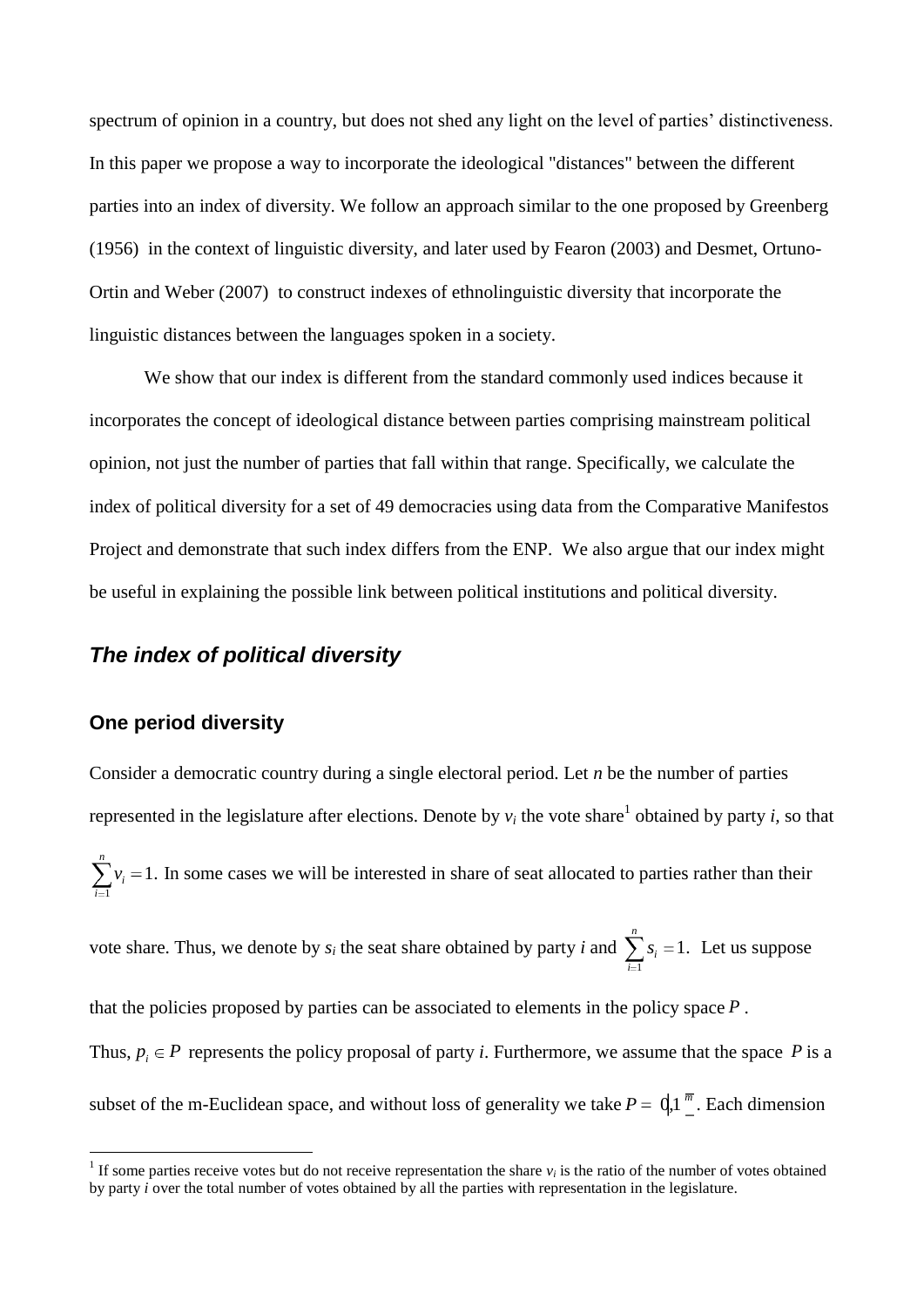spectrum of opinion in a country, but does not shed any light on the level of parties' distinctiveness. In this paper we propose a way to incorporate the ideological "distances" between the different parties into an index of diversity. We follow an approach similar to the one proposed by Greenberg (1956) in the context of linguistic diversity, and later used by Fearon (2003) and Desmet, Ortuno-Ortin and Weber (2007) to construct indexes of ethnolinguistic diversity that incorporate the linguistic distances between the languages spoken in a society.

We show that our index is different from the standard commonly used indices because it incorporates the concept of ideological distance between parties comprising mainstream political opinion, not just the number of parties that fall within that range. Specifically, we calculate the index of political diversity for a set of 49 democracies using data from the Comparative Manifestos Project and demonstrate that such index differs from the ENP. We also argue that our index might be useful in explaining the possible link between political institutions and political diversity.

## *The index of political diversity*

### One period diversity

Consider a democratic country during a single electoral period. Let $n$ be the number of parties represented in the legislature after elections. Denote by $v_i$ the vote share[1] obtained by party $i$, so that $\sum_{i=1}^{n} v_i = 1$. In some cases we will be interested in share of seat allocated to parties rather than their vote share. Thus, we denote by $s_i$ the seat share obtained by party $i$ and $\sum_{i=1}^{n} s_i = 1$. Let us suppose that the policies proposed by parties can be associated to elements in the policy space $P$. Thus, $p_i \in P$ represents the policy proposal of party $i$. Furthermore, we assume that the space $P$ is a subset of the m-Euclidean space, and without loss of generality we take $P = [0,1]^m$. Each dimension

[1] If some parties receive votes but do not receive representation the share $v_i$ is the ratio of the number of votes obtained by party $i$ over the total number of votes obtained by all the parties with representation in the legislature.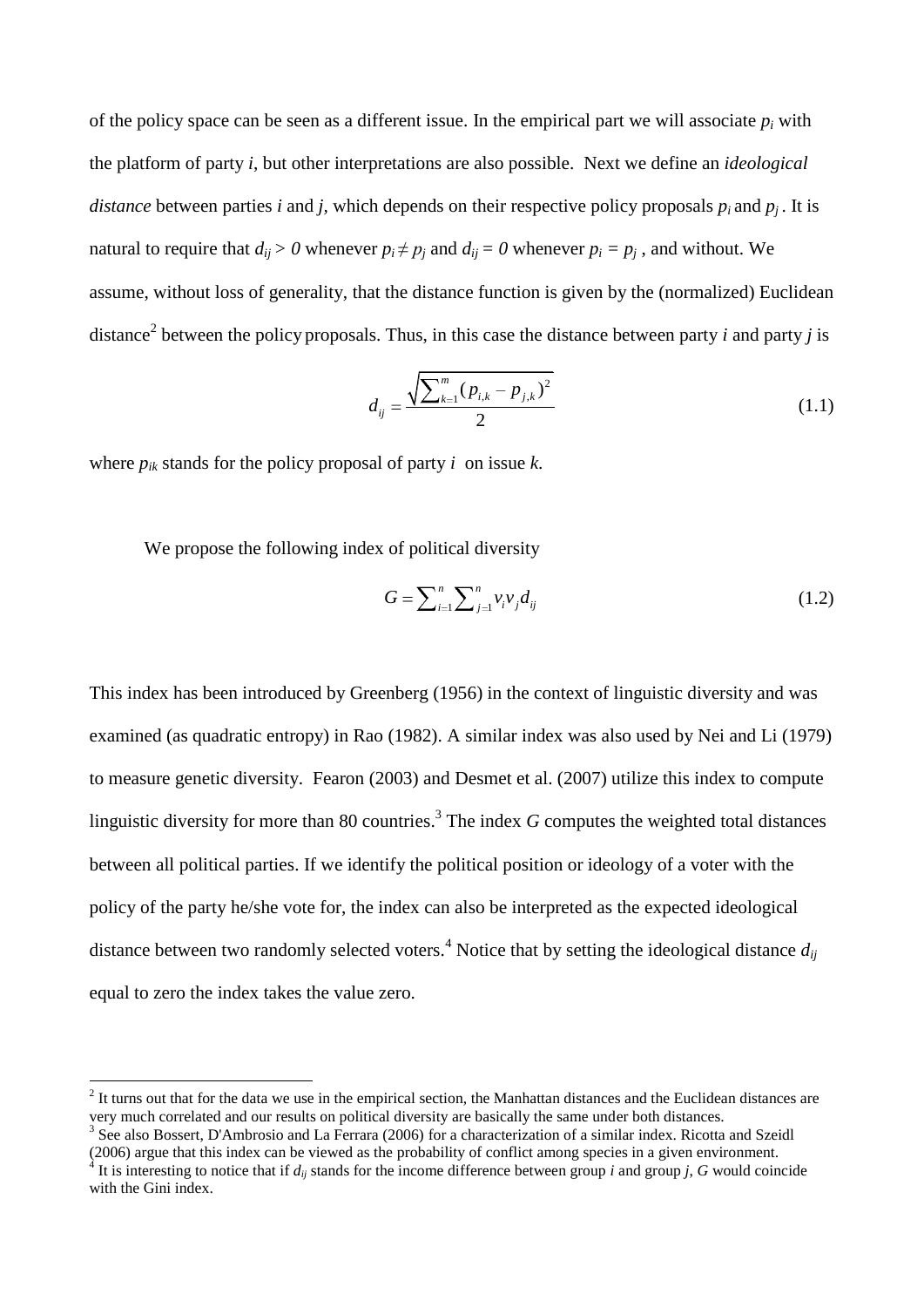of the policy space can be seen as a different issue. In the empirical part we will associate $p_i$ with the platform of party *i*, but other interpretations are also possible. Next we define an *ideological distance* between parties *i* and *j*, which depends on their respective policy proposals $p_i$ and $p_j$. It is natural to require that $d_{ij} > 0$ whenever $p_i \neq p_j$ and $d_{ij} = 0$ whenever $p_i = p_j$, and without. We assume, without loss of generality, that the distance function is given by the (normalized) Euclidean distance[2] between the policy proposals. Thus, in this case the distance between party *i* and party *j* is

$$d_{ij} = \frac{\sqrt{\sum_{k=1}^{m}(p_{i,k} - p_{j,k})^2}}{2} \tag{1.1}$$

where $p_{ik}$ stands for the policy proposal of party *i* on issue *k.*

We propose the following index of political diversity

$$G = \sum_{i=1}^{n} \sum_{j=1}^{n} v_i v_j d_{ij} \tag{1.2}$$

This index has been introduced by Greenberg (1956) in the context of linguistic diversity and was examined (as quadratic entropy) in Rao (1982). A similar index was also used by Nei and Li (1979) to measure genetic diversity. Fearon (2003) and Desmet et al. (2007) utilize this index to compute linguistic diversity for more than 80 countries.[3] The index *G* computes the weighted total distances between all political parties. If we identify the political position or ideology of a voter with the policy of the party he/she vote for, the index can also be interpreted as the expected ideological distance between two randomly selected voters.[4] Notice that by setting the ideological distance $d_{ij}$ equal to zero the index takes the value zero.

---

[2] It turns out that for the data we use in the empirical section, the Manhattan distances and the Euclidean distances are very much correlated and our results on political diversity are basically the same under both distances.

[3] See also Bossert, D'Ambrosio and La Ferrara (2006) for a characterization of a similar index. Ricotta and Szeidl (2006) argue that this index can be viewed as the probability of conflict among species in a given environment.

[4] It is interesting to notice that if $d_{ij}$ stands for the income difference between group *i* and group *j*, *G* would coincide with the Gini index.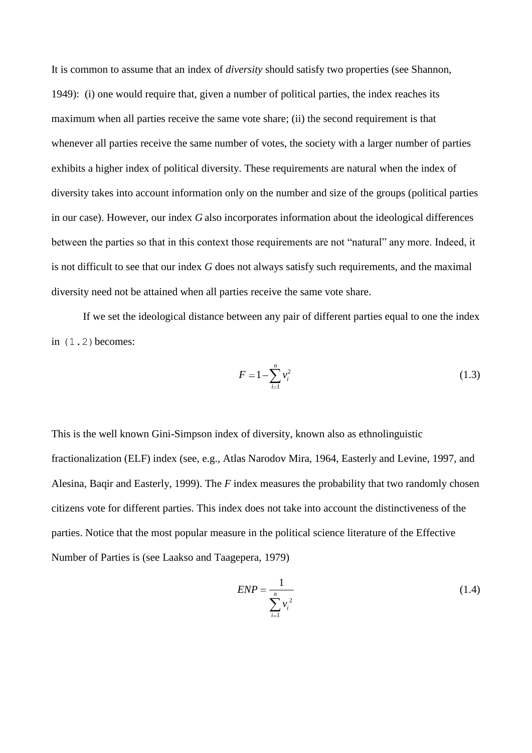It is common to assume that an index of *diversity* should satisfy two properties (see Shannon, 1949): (i) one would require that, given a number of political parties, the index reaches its maximum when all parties receive the same vote share; (ii) the second requirement is that whenever all parties receive the same number of votes, the society with a larger number of parties exhibits a higher index of political diversity. These requirements are natural when the index of diversity takes into account information only on the number and size of the groups (political parties in our case). However, our index *G* also incorporates information about the ideological differences between the parties so that in this context those requirements are not "natural" any more. Indeed, it is not difficult to see that our index *G* does not always satisfy such requirements, and the maximal diversity need not be attained when all parties receive the same vote share.

If we set the ideological distance between any pair of different parties equal to one the index in (1.2) becomes:

$$F = 1 - \sum_{i=1}^{n} v_i^2 \tag{1.3}$$

This is the well known Gini-Simpson index of diversity, known also as ethnolinguistic fractionalization (ELF) index (see, e.g., Atlas Narodov Mira, 1964, Easterly and Levine, 1997, and Alesina, Baqir and Easterly, 1999). The *F* index measures the probability that two randomly chosen citizens vote for different parties. This index does not take into account the distinctiveness of the parties. Notice that the most popular measure in the political science literature of the Effective Number of Parties is (see Laakso and Taagepera, 1979)

$$ENP = \frac{1}{\sum_{i=1}^{n} v_i^2} \tag{1.4}$$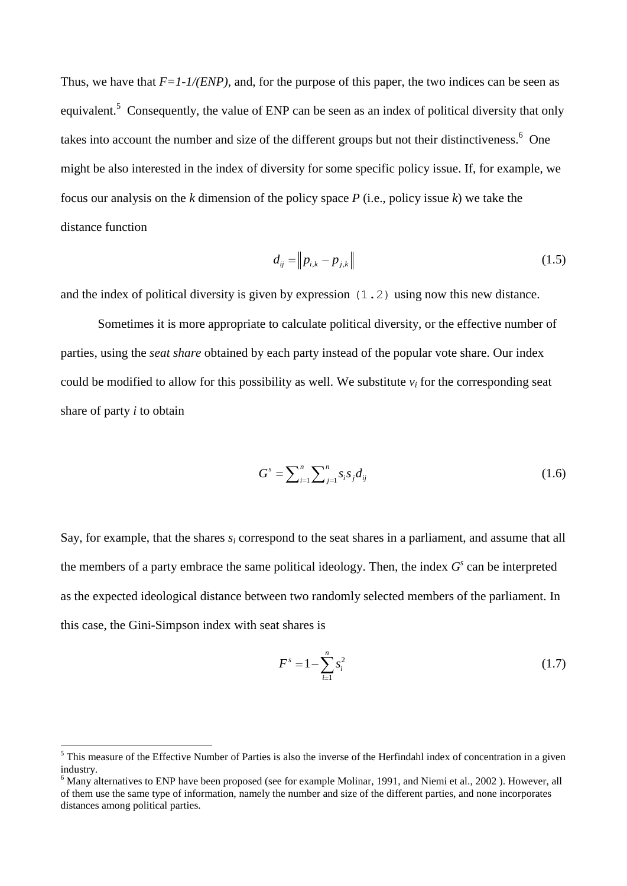Thus, we have that *F=1-1/(ENP)*, and, for the purpose of this paper, the two indices can be seen as equivalent.[5] Consequently, the value of ENP can be seen as an index of political diversity that only takes into account the number and size of the different groups but not their distinctiveness.[6] One might be also interested in the index of diversity for some specific policy issue. If, for example, we focus our analysis on the *k* dimension of the policy space *P* (i.e., policy issue *k*) we take the distance function

$$d_{ij} = \left\| p_{i,k} - p_{j,k} \right\| \tag{1.5}$$

and the index of political diversity is given by expression (1.2) using now this new distance.

Sometimes it is more appropriate to calculate political diversity, or the effective number of parties, using the *seat share* obtained by each party instead of the popular vote share. Our index could be modified to allow for this possibility as well. We substitute $v_i$ for the corresponding seat share of party *i* to obtain

$$G^s = \sum_{i=1}^{n} \sum_{j=1}^{n} s_i s_j d_{ij} \tag{1.6}$$

Say, for example, that the shares $s_i$ correspond to the seat shares in a parliament, and assume that all the members of a party embrace the same political ideology. Then, the index $G^s$ can be interpreted as the expected ideological distance between two randomly selected members of the parliament. In this case, the Gini-Simpson index with seat shares is

$$F^s = 1 - \sum_{i=1}^{n} s_i^2 \tag{1.7}$$

---

[5] This measure of the Effective Number of Parties is also the inverse of the Herfindahl index of concentration in a given industry.

[6] Many alternatives to ENP have been proposed (see for example Molinar, 1991, and Niemi et al., 2002 ). However, all of them use the same type of information, namely the number and size of the different parties, and none incorporates distances among political parties.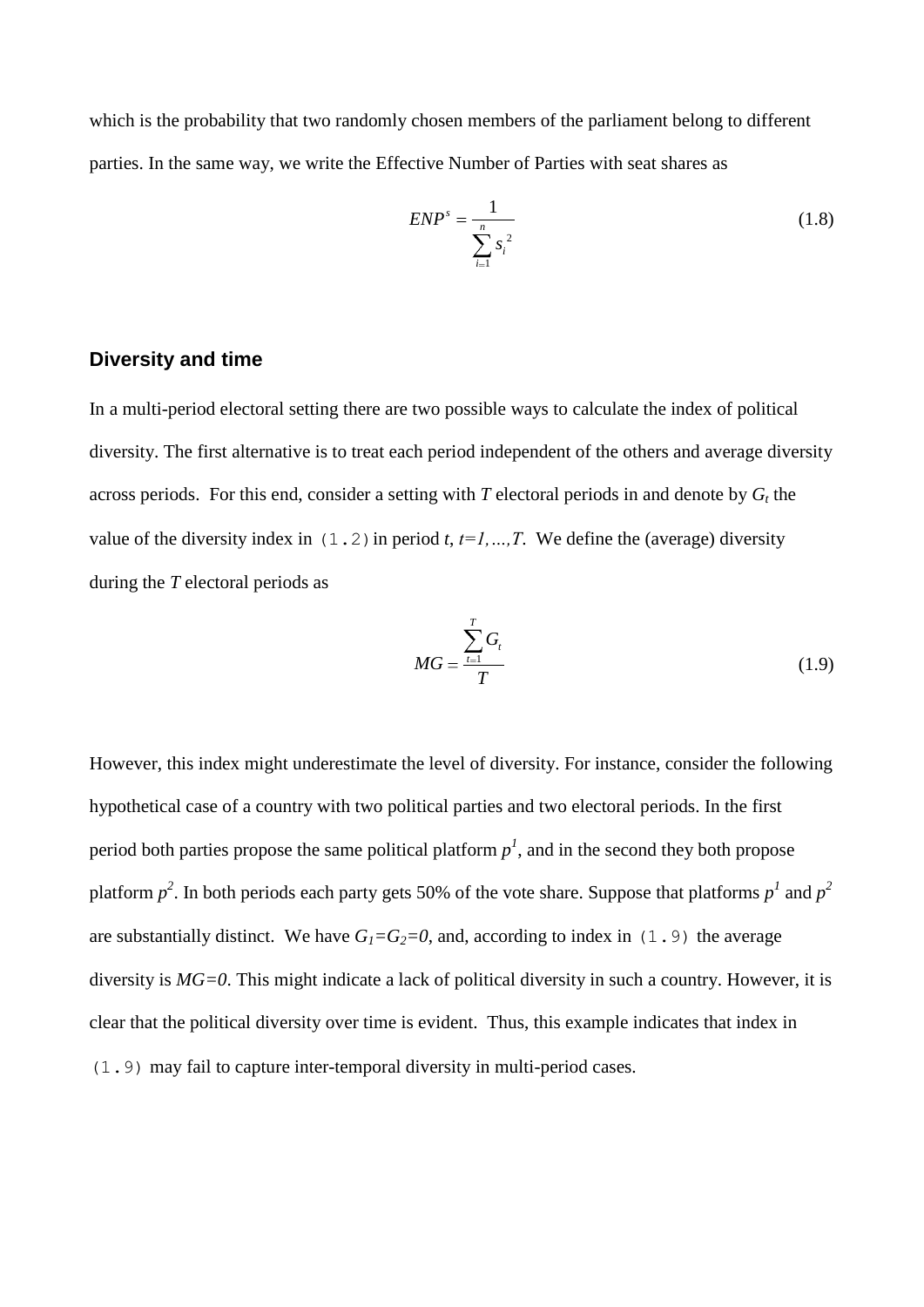which is the probability that two randomly chosen members of the parliament belong to different parties. In the same way, we write the Effective Number of Parties with seat shares as

$$ENP^s = \frac{1}{\sum_{i=1}^{n} s_i^{\,2}} \tag{1.8}$$

### Diversity and time

In a multi-period electoral setting there are two possible ways to calculate the index of political diversity. The first alternative is to treat each period independent of the others and average diversity across periods. For this end, consider a setting with $T$ electoral periods in and denote by $G_t$ the value of the diversity index in (1.2) in period $t$, $t=1,\ldots,T$. We define the (average) diversity during the $T$ electoral periods as

$$MG = \frac{\sum_{t=1}^{T} G_t}{T} \tag{1.9}$$

However, this index might underestimate the level of diversity. For instance, consider the following hypothetical case of a country with two political parties and two electoral periods. In the first period both parties propose the same political platform $p^1$, and in the second they both propose platform $p^2$. In both periods each party gets 50% of the vote share. Suppose that platforms $p^1$ and $p^2$ are substantially distinct. We have $G_1=G_2=0$, and, according to index in (1.9) the average diversity is $MG=0$. This might indicate a lack of political diversity in such a country. However, it is clear that the political diversity over time is evident. Thus, this example indicates that index in (1.9) may fail to capture inter-temporal diversity in multi-period cases.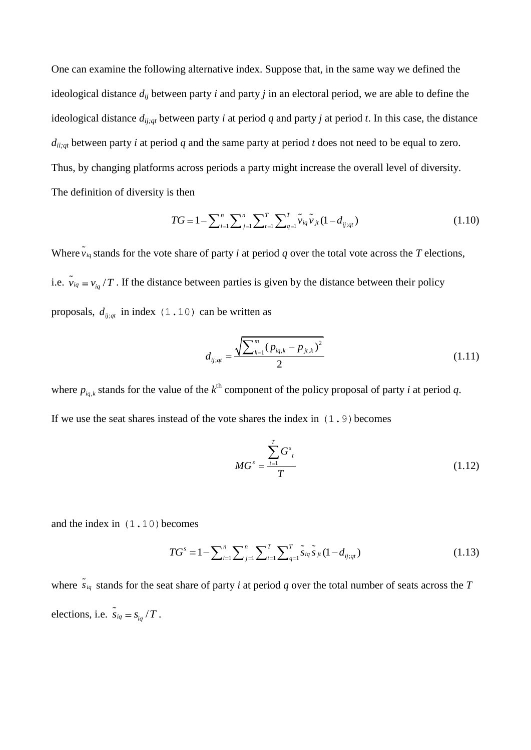One can examine the following alternative index. Suppose that, in the same way we defined the ideological distance $d_{ij}$ between party $i$ and party $j$ in an electoral period, we are able to define the ideological distance $d_{ij;qt}$ between party $i$ at period $q$ and party $j$ at period $t$. In this case, the distance $d_{ii;qt}$ between party $i$ at period $q$ and the same party at period $t$ does not need to be equal to zero. Thus, by changing platforms across periods a party might increase the overall level of diversity. The definition of diversity is then

$$TG = 1 - \sum_{i=1}^{n} \sum_{j=1}^{n} \sum_{t=1}^{T} \sum_{q=1}^{T} \tilde{v}_{iq} \tilde{v}_{jt} (1 - d_{ij;qt}) \tag{1.10}$$

Where $\tilde{v}_{iq}$ stands for the vote share of party $i$ at period $q$ over the total vote across the $T$ elections, i.e. $\tilde{v}_{iq} = v_{iq} / T$. If the distance between parties is given by the distance between their policy proposals, $d_{ij;qt}$ in index (1.10) can be written as

$$d_{ij;qt} = \frac{\sqrt{\sum_{k=1}^{m} (p_{iq,k} - p_{jt,k})^2}}{2} \tag{1.11}$$

where $p_{iq,k}$ stands for the value of the $k^{\text{th}}$ component of the policy proposal of party $i$ at period $q$.

If we use the seat shares instead of the vote shares the index in (1.9) becomes

$$MG^s = \frac{\sum_{t=1}^{T} G^s_t}{T} \tag{1.12}$$

and the index in (1.10) becomes

$$TG^s = 1 - \sum_{i=1}^{n} \sum_{j=1}^{n} \sum_{t=1}^{T} \sum_{q=1}^{T} \tilde{s}_{iq} \tilde{s}_{jt} (1 - d_{ij;qt}) \tag{1.13}$$

where $\tilde{s}_{iq}$ stands for the seat share of party $i$ at period $q$ over the total number of seats across the $T$ elections, i.e. $\tilde{s}_{iq} = s_{iq} / T$.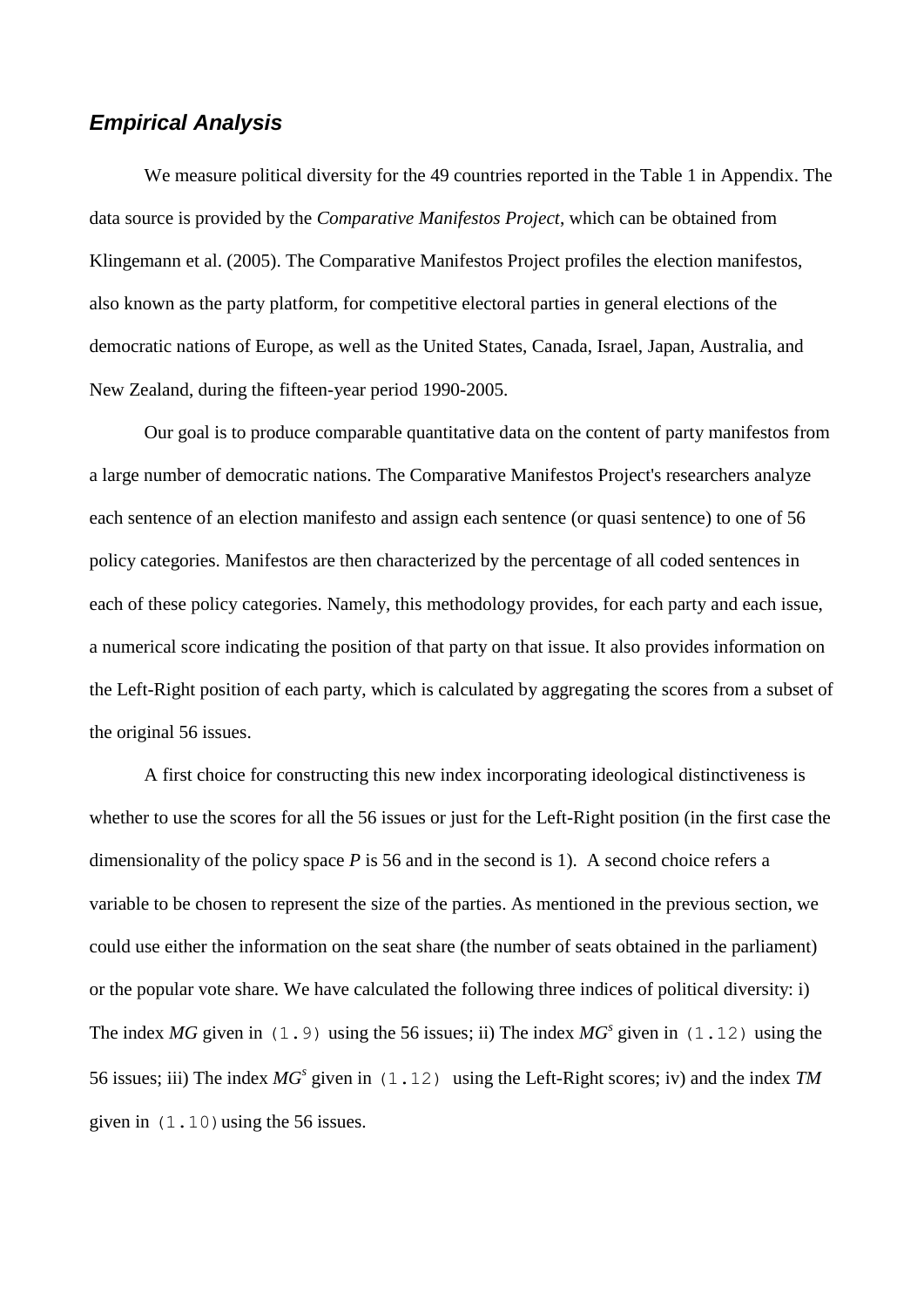## *Empirical Analysis*

We measure political diversity for the 49 countries reported in the Table 1 in Appendix. The data source is provided by the *Comparative Manifestos Project*, which can be obtained from Klingemann et al. (2005). The Comparative Manifestos Project profiles the election manifestos, also known as the party platform, for competitive electoral parties in general elections of the democratic nations of Europe, as well as the United States, Canada, Israel, Japan, Australia, and New Zealand, during the fifteen-year period 1990-2005.

Our goal is to produce comparable quantitative data on the content of party manifestos from a large number of democratic nations. The Comparative Manifestos Project's researchers analyze each sentence of an election manifesto and assign each sentence (or quasi sentence) to one of 56 policy categories. Manifestos are then characterized by the percentage of all coded sentences in each of these policy categories. Namely, this methodology provides, for each party and each issue, a numerical score indicating the position of that party on that issue. It also provides information on the Left-Right position of each party, which is calculated by aggregating the scores from a subset of the original 56 issues.

A first choice for constructing this new index incorporating ideological distinctiveness is whether to use the scores for all the 56 issues or just for the Left-Right position (in the first case the dimensionality of the policy space $P$ is 56 and in the second is 1). A second choice refers a variable to be chosen to represent the size of the parties. As mentioned in the previous section, we could use either the information on the seat share (the number of seats obtained in the parliament) or the popular vote share. We have calculated the following three indices of political diversity: i) The index $MG$ given in (1.9) using the 56 issues; ii) The index $MG^s$ given in (1.12) using the 56 issues; iii) The index $MG^s$ given in (1.12) using the Left-Right scores; iv) and the index $TM$ given in (1.10) using the 56 issues.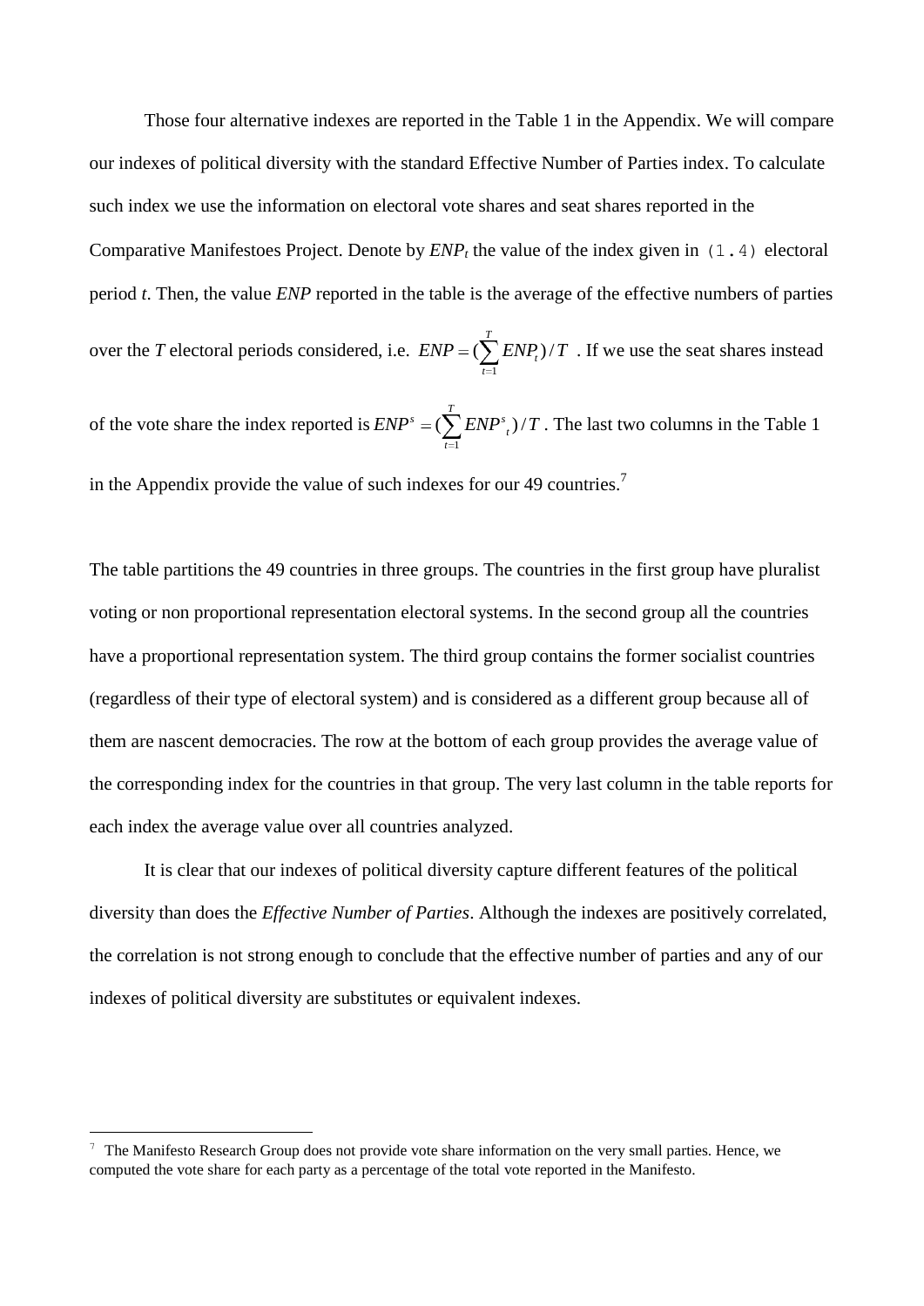Those four alternative indexes are reported in the Table 1 in the Appendix. We will compare our indexes of political diversity with the standard Effective Number of Parties index. To calculate such index we use the information on electoral vote shares and seat shares reported in the Comparative Manifestoes Project. Denote by $ENP_t$ the value of the index given in (1.4) electoral period $t$. Then, the value $ENP$ reported in the table is the average of the effective numbers of parties over the $T$ electoral periods considered, i.e. $ENP = (\sum_{t=1}^{T} ENP_t)/T$ . If we use the seat shares instead of the vote share the index reported is $ENP^s = (\sum_{t=1}^{T} ENP^s{}_t)/T$ . The last two columns in the Table 1 in the Appendix provide the value of such indexes for our 49 countries.[7]

The table partitions the 49 countries in three groups. The countries in the first group have pluralist voting or non proportional representation electoral systems. In the second group all the countries have a proportional representation system. The third group contains the former socialist countries (regardless of their type of electoral system) and is considered as a different group because all of them are nascent democracies. The row at the bottom of each group provides the average value of the corresponding index for the countries in that group. The very last column in the table reports for each index the average value over all countries analyzed.

It is clear that our indexes of political diversity capture different features of the political diversity than does the *Effective Number of Parties*. Although the indexes are positively correlated, the correlation is not strong enough to conclude that the effective number of parties and any of our indexes of political diversity are substitutes or equivalent indexes.

[7] The Manifesto Research Group does not provide vote share information on the very small parties. Hence, we computed the vote share for each party as a percentage of the total vote reported in the Manifesto.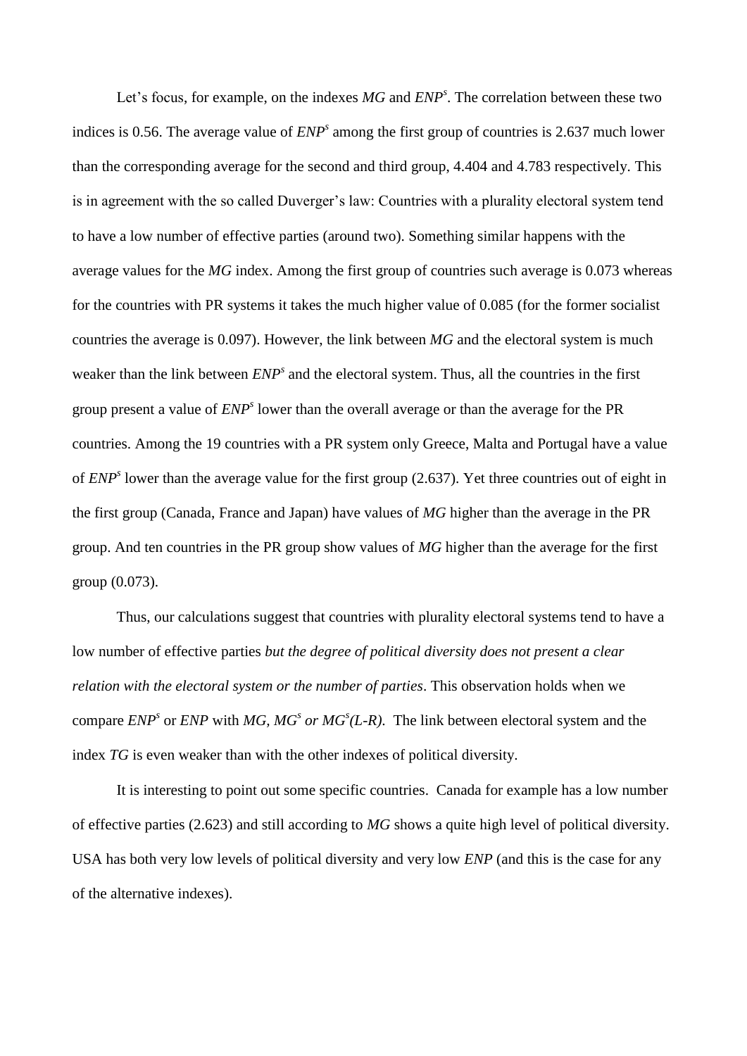Let's focus, for example, on the indexes *MG* and $ENP^s$. The correlation between these two indices is 0.56. The average value of $ENP^s$ among the first group of countries is 2.637 much lower than the corresponding average for the second and third group, 4.404 and 4.783 respectively. This is in agreement with the so called Duverger's law: Countries with a plurality electoral system tend to have a low number of effective parties (around two). Something similar happens with the average values for the *MG* index. Among the first group of countries such average is 0.073 whereas for the countries with PR systems it takes the much higher value of 0.085 (for the former socialist countries the average is 0.097). However, the link between *MG* and the electoral system is much weaker than the link between $ENP^s$ and the electoral system. Thus, all the countries in the first group present a value of $ENP^s$ lower than the overall average or than the average for the PR countries. Among the 19 countries with a PR system only Greece, Malta and Portugal have a value of $ENP^s$ lower than the average value for the first group (2.637). Yet three countries out of eight in the first group (Canada, France and Japan) have values of *MG* higher than the average in the PR group. And ten countries in the PR group show values of *MG* higher than the average for the first group (0.073).

Thus, our calculations suggest that countries with plurality electoral systems tend to have a low number of effective parties *but the degree of political diversity does not present a clear relation with the electoral system or the number of parties*. This observation holds when we compare $ENP^s$ or *ENP* with *MG*, $MG^s$ or $MG^s(L\text{-}R)$. The link between electoral system and the index *TG* is even weaker than with the other indexes of political diversity.

It is interesting to point out some specific countries. Canada for example has a low number of effective parties (2.623) and still according to *MG* shows a quite high level of political diversity. USA has both very low levels of political diversity and very low *ENP* (and this is the case for any of the alternative indexes).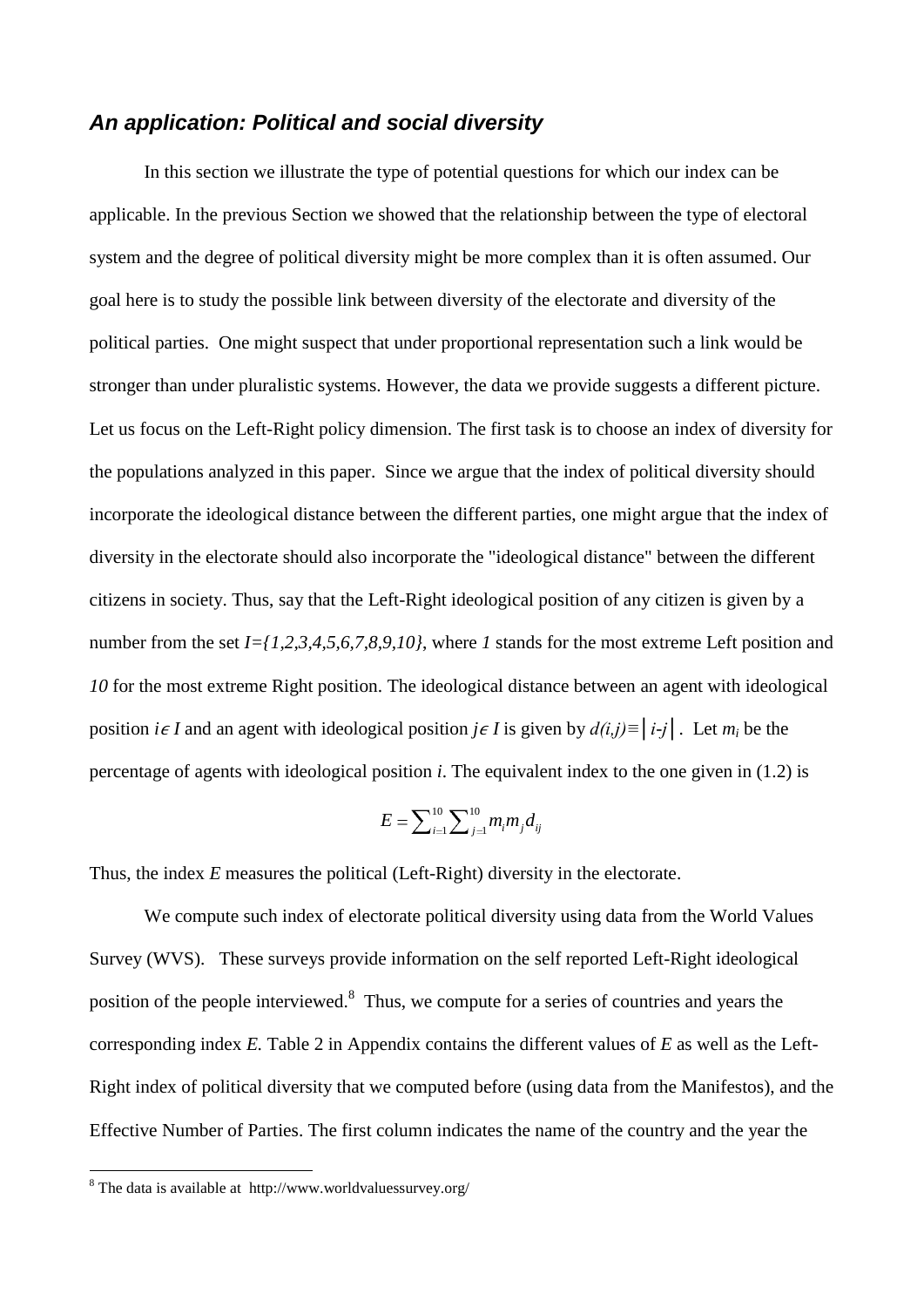## *An application: Political and social diversity*

In this section we illustrate the type of potential questions for which our index can be applicable. In the previous Section we showed that the relationship between the type of electoral system and the degree of political diversity might be more complex than it is often assumed. Our goal here is to study the possible link between diversity of the electorate and diversity of the political parties. One might suspect that under proportional representation such a link would be stronger than under pluralistic systems. However, the data we provide suggests a different picture. Let us focus on the Left-Right policy dimension. The first task is to choose an index of diversity for the populations analyzed in this paper. Since we argue that the index of political diversity should incorporate the ideological distance between the different parties, one might argue that the index of diversity in the electorate should also incorporate the "ideological distance" between the different citizens in society. Thus, say that the Left-Right ideological position of any citizen is given by a number from the set $I=\{1,2,3,4,5,6,7,8,9,10\}$, where *1* stands for the most extreme Left position and *10* for the most extreme Right position. The ideological distance between an agent with ideological position $i \in I$ and an agent with ideological position $j \in I$ is given by $d(i,j) \equiv |i-j|$. Let $m_i$ be the percentage of agents with ideological position $i$. The equivalent index to the one given in (1.2) is

$$E = \sum_{i=1}^{10} \sum_{j=1}^{10} m_i m_j d_{ij}$$

Thus, the index $E$ measures the political (Left-Right) diversity in the electorate.

We compute such index of electorate political diversity using data from the World Values Survey (WVS). These surveys provide information on the self reported Left-Right ideological position of the people interviewed.[8] Thus, we compute for a series of countries and years the corresponding index $E$. Table 2 in Appendix contains the different values of $E$ as well as the Left-Right index of political diversity that we computed before (using data from the Manifestos), and the Effective Number of Parties. The first column indicates the name of the country and the year the

[8] The data is available at http://www.worldvaluessurvey.org/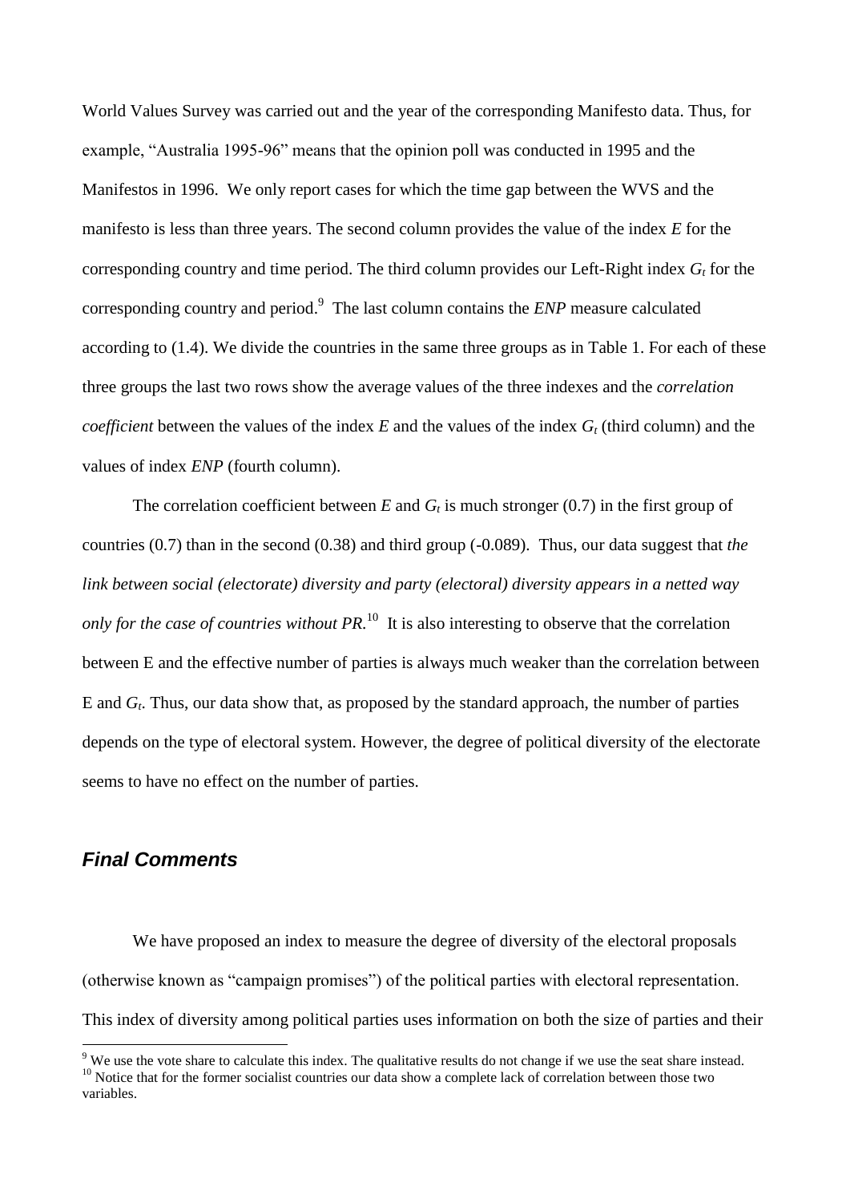World Values Survey was carried out and the year of the corresponding Manifesto data. Thus, for example, "Australia 1995-96" means that the opinion poll was conducted in 1995 and the Manifestos in 1996. We only report cases for which the time gap between the WVS and the manifesto is less than three years. The second column provides the value of the index $E$ for the corresponding country and time period. The third column provides our Left-Right index $G_t$ for the corresponding country and period.[9] The last column contains the *ENP* measure calculated according to (1.4). We divide the countries in the same three groups as in Table 1. For each of these three groups the last two rows show the average values of the three indexes and the *correlation coefficient* between the values of the index $E$ and the values of the index $G_t$ (third column) and the values of index *ENP* (fourth column).

The correlation coefficient between $E$ and $G_t$ is much stronger (0.7) in the first group of countries (0.7) than in the second (0.38) and third group (-0.089). Thus, our data suggest that *the link between social (electorate) diversity and party (electoral) diversity appears in a netted way only for the case of countries without PR.*[10] It is also interesting to observe that the correlation between E and the effective number of parties is always much weaker than the correlation between E and $G_t$. Thus, our data show that, as proposed by the standard approach, the number of parties depends on the type of electoral system. However, the degree of political diversity of the electorate seems to have no effect on the number of parties.

## *Final Comments*

We have proposed an index to measure the degree of diversity of the electoral proposals (otherwise known as "campaign promises") of the political parties with electoral representation. This index of diversity among political parties uses information on both the size of parties and their

[9] We use the vote share to calculate this index. The qualitative results do not change if we use the seat share instead.

[10] Notice that for the former socialist countries our data show a complete lack of correlation between those two variables.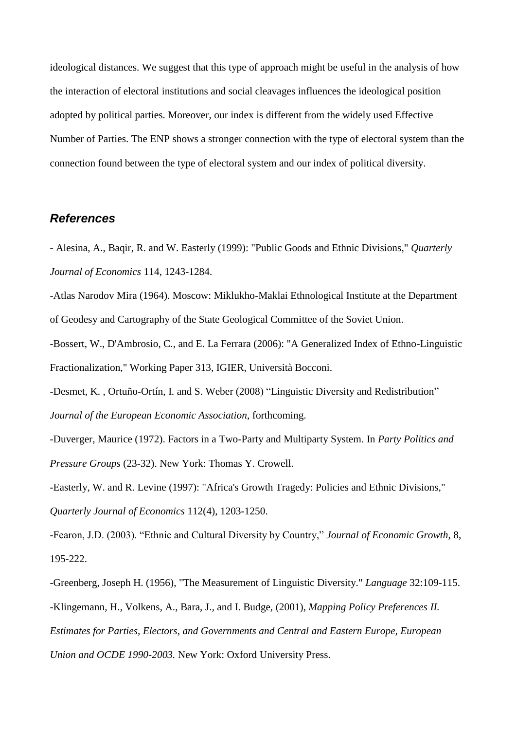ideological distances. We suggest that this type of approach might be useful in the analysis of how the interaction of electoral institutions and social cleavages influences the ideological position adopted by political parties. Moreover, our index is different from the widely used Effective Number of Parties. The ENP shows a stronger connection with the type of electoral system than the connection found between the type of electoral system and our index of political diversity.

## *References*

- Alesina, A., Baqir, R. and W. Easterly (1999): "Public Goods and Ethnic Divisions," *Quarterly Journal of Economics* 114, 1243-1284.

-Atlas Narodov Mira (1964). Moscow: Miklukho-Maklai Ethnological Institute at the Department of Geodesy and Cartography of the State Geological Committee of the Soviet Union.

-Bossert, W., D'Ambrosio, C., and E. La Ferrara (2006): "A Generalized Index of Ethno-Linguistic Fractionalization," Working Paper 313, IGIER, Università Bocconi.

-Desmet, K. , Ortuño-Ortín, I. and S. Weber (2008) "Linguistic Diversity and Redistribution" *Journal of the European Economic Association*, forthcoming.

-Duverger, Maurice (1972). Factors in a Two-Party and Multiparty System. In *Party Politics and Pressure Groups* (23-32). New York: Thomas Y. Crowell.

-Easterly, W. and R. Levine (1997): "Africa's Growth Tragedy: Policies and Ethnic Divisions," *Quarterly Journal of Economics* 112(4), 1203-1250.

-Fearon, J.D. (2003). "Ethnic and Cultural Diversity by Country," *Journal of Economic Growth*, 8, 195-222.

-Greenberg, Joseph H. (1956), "The Measurement of Linguistic Diversity." *Language* 32:109-115.

-Klingemann, H., Volkens, A., Bara, J., and I. Budge, (2001), *Mapping Policy Preferences II. Estimates for Parties, Electors, and Governments and Central and Eastern Europe, European Union and OCDE 1990-2003.* New York: Oxford University Press.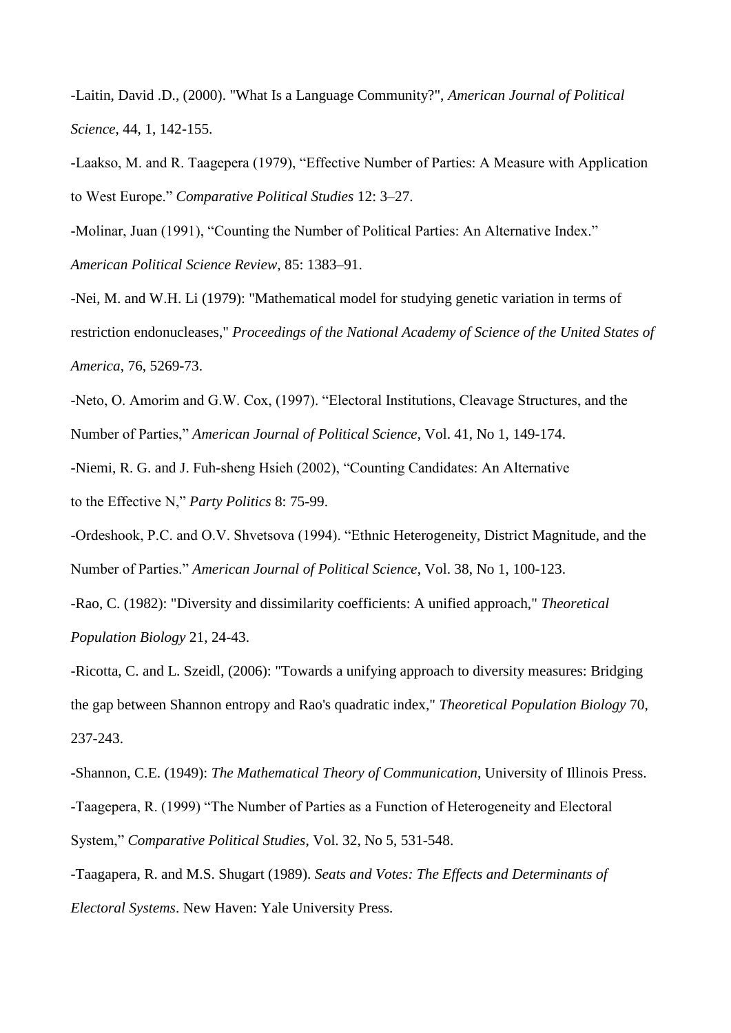-Laitin, David .D., (2000). "What Is a Language Community?", *American Journal of Political Science*, 44, 1, 142-155.

-Laakso, M. and R. Taagepera (1979), "Effective Number of Parties: A Measure with Application to West Europe." *Comparative Political Studies* 12: 3–27.

-Molinar, Juan (1991), "Counting the Number of Political Parties: An Alternative Index." *American Political Science Review*, 85: 1383–91.

-Nei, M. and W.H. Li (1979): "Mathematical model for studying genetic variation in terms of restriction endonucleases," *Proceedings of the National Academy of Science of the United States of America*, 76, 5269-73.

-Neto, O. Amorim and G.W. Cox, (1997). "Electoral Institutions, Cleavage Structures, and the Number of Parties," *American Journal of Political Science*, Vol. 41, No 1, 149-174.

-Niemi, R. G. and J. Fuh-sheng Hsieh (2002), "Counting Candidates: An Alternative to the Effective N," *Party Politics* 8: 75-99.

-Ordeshook, P.C. and O.V. Shvetsova (1994). "Ethnic Heterogeneity, District Magnitude, and the Number of Parties." *American Journal of Political Science*, Vol. 38, No 1, 100-123.

-Rao, C. (1982): "Diversity and dissimilarity coefficients: A unified approach," *Theoretical Population Biology* 21, 24-43.

-Ricotta, C. and L. Szeidl, (2006): "Towards a unifying approach to diversity measures: Bridging the gap between Shannon entropy and Rao's quadratic index," *Theoretical Population Biology* 70, 237-243.

-Shannon, C.E. (1949): *The Mathematical Theory of Communication*, University of Illinois Press.

-Taagepera, R. (1999) "The Number of Parties as a Function of Heterogeneity and Electoral System," *Comparative Political Studies*, Vol. 32, No 5, 531-548.

-Taagapera, R. and M.S. Shugart (1989). *Seats and Votes: The Effects and Determinants of Electoral Systems*. New Haven: Yale University Press.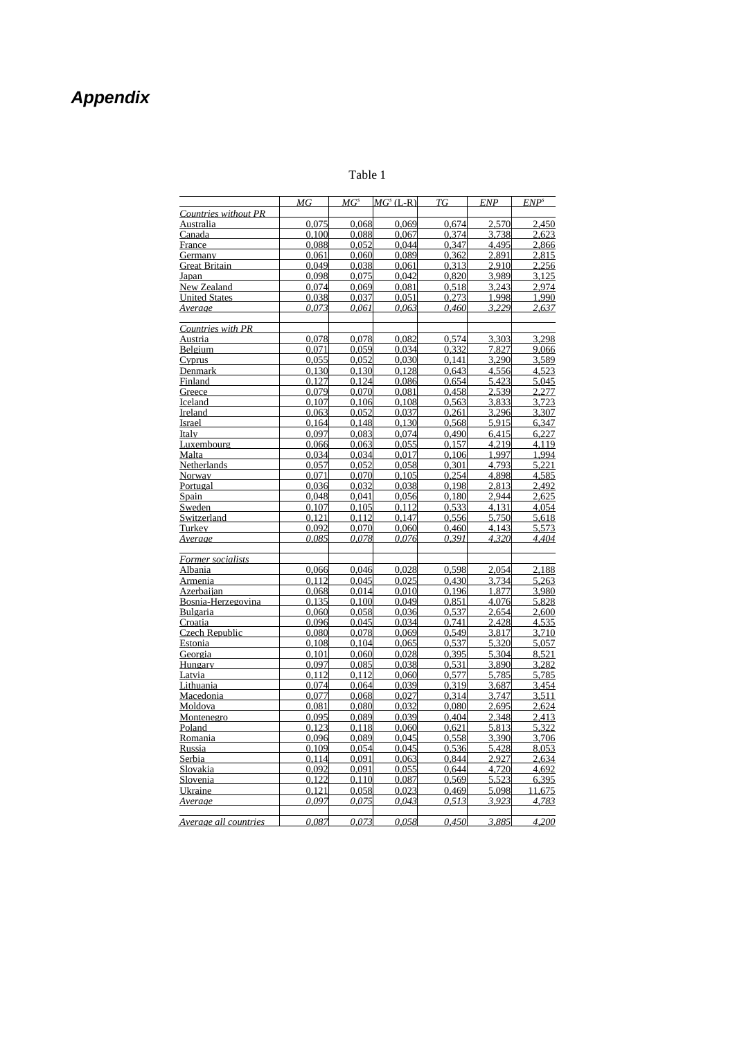# Appendix

Table 1

|  | *MG* | *MG*$^s$ | *MG*$^s$ (L-R) | *TG* | *ENP* | *ENP*$^s$ |
|---|---|---|---|---|---|---|
| *Countries without PR* |  |  |  |  |  |  |
| Australia | 0,075 | 0,068 | 0,069 | 0,674 | 2,570 | 2,450 |
| Canada | 0,100 | 0,088 | 0,067 | 0,374 | 3,738 | 2,623 |
| France | 0,088 | 0,052 | 0,044 | 0,347 | 4,495 | 2,866 |
| Germany | 0,061 | 0,060 | 0,089 | 0,362 | 2,891 | 2,815 |
| Great Britain | 0,049 | 0,038 | 0,061 | 0,313 | 2,910 | 2,256 |
| Japan | 0,098 | 0,075 | 0,042 | 0,820 | 3,989 | 3,125 |
| New Zealand | 0,074 | 0,069 | 0,081 | 0,518 | 3,243 | 2,974 |
| United States | 0,038 | 0,037 | 0,051 | 0,273 | 1,998 | 1,990 |
| *Average* | *0,073* | *0,061* | *0,063* | *0,460* | *3,229* | *2,637* |
|  |  |  |  |  |  |  |
| *Countries with PR* |  |  |  |  |  |  |
| Austria | 0,078 | 0,078 | 0,082 | 0,574 | 3,303 | 3,298 |
| Belgium | 0,071 | 0,059 | 0,034 | 0,332 | 7,827 | 9,066 |
| Cyprus | 0,055 | 0,052 | 0,030 | 0,141 | 3,290 | 3,589 |
| Denmark | 0,130 | 0,130 | 0,128 | 0,643 | 4,556 | 4,523 |
| Finland | 0,127 | 0,124 | 0,086 | 0,654 | 5,423 | 5,045 |
| Greece | 0,079 | 0,070 | 0,081 | 0,458 | 2,539 | 2,277 |
| Iceland | 0,107 | 0,106 | 0,108 | 0,563 | 3,833 | 3,723 |
| Ireland | 0,063 | 0,052 | 0,037 | 0,261 | 3,296 | 3,307 |
| Israel | 0,164 | 0,148 | 0,130 | 0,568 | 5,915 | 6,347 |
| Italy | 0,097 | 0,083 | 0,074 | 0,490 | 6,415 | 6,227 |
| Luxembourg | 0,066 | 0,063 | 0,055 | 0,157 | 4,219 | 4,119 |
| Malta | 0,034 | 0,034 | 0,017 | 0,106 | 1,997 | 1,994 |
| Netherlands | 0,057 | 0,052 | 0,058 | 0,301 | 4,793 | 5,221 |
| Norway | 0,071 | 0,070 | 0,105 | 0,254 | 4,898 | 4,585 |
| Portugal | 0,036 | 0,032 | 0,038 | 0,198 | 2,813 | 2,492 |
| Spain | 0,048 | 0,041 | 0,056 | 0,180 | 2,944 | 2,625 |
| Sweden | 0,107 | 0,105 | 0,112 | 0,533 | 4,131 | 4,054 |
| Switzerland | 0,121 | 0,112 | 0,147 | 0,556 | 5,750 | 5,618 |
| Turkey | 0,092 | 0,070 | 0,060 | 0,460 | 4,143 | 5,573 |
| *Average* | *0,085* | *0,078* | *0,076* | *0,391* | *4,320* | *4,404* |
|  |  |  |  |  |  |  |
| *Former socialists* |  |  |  |  |  |  |
| Albania | 0,066 | 0,046 | 0,028 | 0,598 | 2,054 | 2,188 |
| Armenia | 0,112 | 0,045 | 0,025 | 0,430 | 3,734 | 5,263 |
| Azerbaijan | 0,068 | 0,014 | 0,010 | 0,196 | 1,877 | 3,980 |
| Bosnia-Herzegovina | 0,135 | 0,100 | 0,049 | 0,851 | 4,076 | 5,828 |
| Bulgaria | 0,060 | 0,058 | 0,036 | 0,537 | 2,654 | 2,600 |
| Croatia | 0,096 | 0,045 | 0,034 | 0,741 | 2,428 | 4,535 |
| Czech Republic | 0,080 | 0,078 | 0,069 | 0,549 | 3,817 | 3,710 |
| Estonia | 0,108 | 0,104 | 0,065 | 0,537 | 5,320 | 5,057 |
| Georgia | 0,101 | 0,060 | 0,028 | 0,395 | 5,304 | 8,521 |
| Hungary | 0,097 | 0,085 | 0,038 | 0,531 | 3,890 | 3,282 |
| Latvia | 0,112 | 0,112 | 0,060 | 0,577 | 5,785 | 5,785 |
| Lithuania | 0,074 | 0,064 | 0,039 | 0,319 | 3,687 | 3,454 |
| Macedonia | 0,077 | 0,068 | 0,027 | 0,314 | 3,747 | 3,511 |
| Moldova | 0,081 | 0,080 | 0,032 | 0,080 | 2,695 | 2,624 |
| Montenegro | 0,095 | 0,089 | 0,039 | 0,404 | 2,348 | 2,413 |
| Poland | 0,123 | 0,118 | 0,060 | 0,621 | 5,813 | 5,322 |
| Romania | 0,096 | 0,089 | 0,045 | 0,558 | 3,390 | 3,706 |
| Russia | 0,109 | 0,054 | 0,045 | 0,536 | 5,428 | 8,053 |
| Serbia | 0,114 | 0,091 | 0,063 | 0,844 | 2,927 | 2,634 |
| Slovakia | 0,092 | 0,091 | 0,055 | 0,644 | 4,720 | 4,692 |
| Slovenia | 0,122 | 0,110 | 0,087 | 0,569 | 5,523 | 6,395 |
| Ukraine | 0,121 | 0,058 | 0,023 | 0,469 | 5,098 | 11,675 |
| *Average* | *0,097* | *0,075* | *0,043* | *0,513* | *3,923* | *4,783* |
|  |  |  |  |  |  |  |
| *Average all countries* | *0,087* | *0,073* | *0,058* | *0,450* | *3,885* | *4,200* |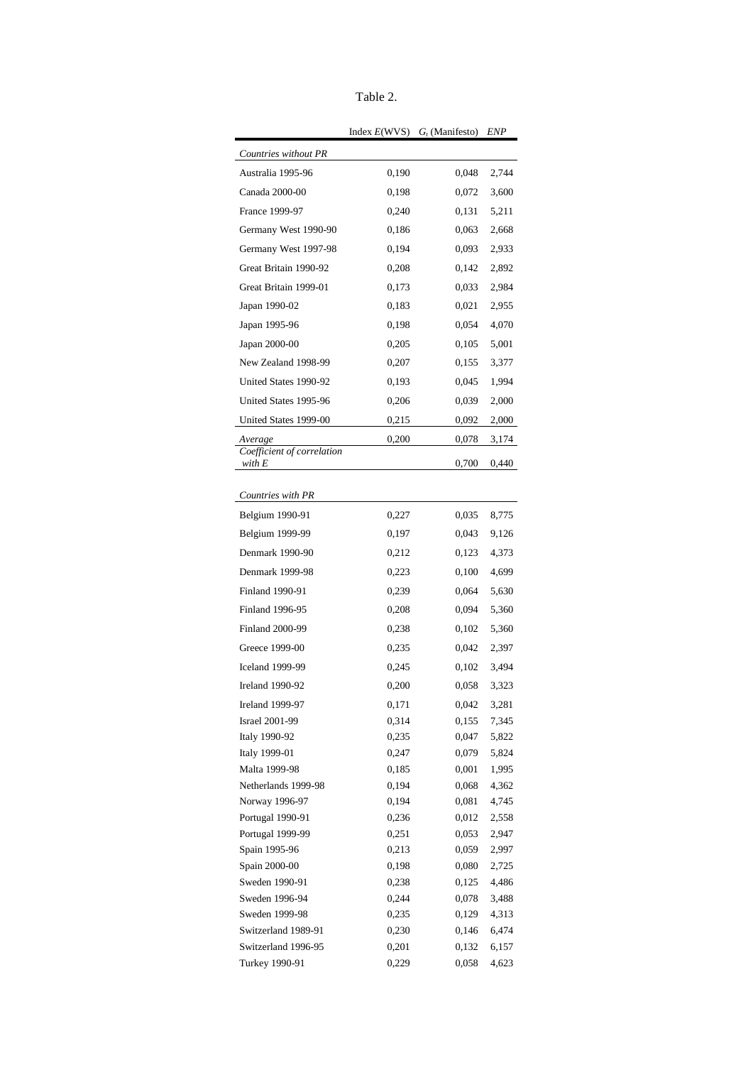Table 2.

| | Index $E$(WVS) | $G_i$ (Manifesto) | *ENP* |
|---|---|---|---|
| *Countries without PR* | | | |
| Australia 1995-96 | 0,190 | 0,048 | 2,744 |
| Canada 2000-00 | 0,198 | 0,072 | 3,600 |
| France 1999-97 | 0,240 | 0,131 | 5,211 |
| Germany West 1990-90 | 0,186 | 0,063 | 2,668 |
| Germany West 1997-98 | 0,194 | 0,093 | 2,933 |
| Great Britain 1990-92 | 0,208 | 0,142 | 2,892 |
| Great Britain 1999-01 | 0,173 | 0,033 | 2,984 |
| Japan 1990-02 | 0,183 | 0,021 | 2,955 |
| Japan 1995-96 | 0,198 | 0,054 | 4,070 |
| Japan 2000-00 | 0,205 | 0,105 | 5,001 |
| New Zealand 1998-99 | 0,207 | 0,155 | 3,377 |
| United States 1990-92 | 0,193 | 0,045 | 1,994 |
| United States 1995-96 | 0,206 | 0,039 | 2,000 |
| United States 1999-00 | 0,215 | 0,092 | 2,000 |
| *Average* | 0,200 | 0,078 | 3,174 |
| *Coefficient of correlation with E* | | 0,700 | 0,440 |
| *Countries with PR* | | | |
| Belgium 1990-91 | 0,227 | 0,035 | 8,775 |
| Belgium 1999-99 | 0,197 | 0,043 | 9,126 |
| Denmark 1990-90 | 0,212 | 0,123 | 4,373 |
| Denmark 1999-98 | 0,223 | 0,100 | 4,699 |
| Finland 1990-91 | 0,239 | 0,064 | 5,630 |
| Finland 1996-95 | 0,208 | 0,094 | 5,360 |
| Finland 2000-99 | 0,238 | 0,102 | 5,360 |
| Greece 1999-00 | 0,235 | 0,042 | 2,397 |
| Iceland 1999-99 | 0,245 | 0,102 | 3,494 |
| Ireland 1990-92 | 0,200 | 0,058 | 3,323 |
| Ireland 1999-97 | 0,171 | 0,042 | 3,281 |
| Israel 2001-99 | 0,314 | 0,155 | 7,345 |
| Italy 1990-92 | 0,235 | 0,047 | 5,822 |
| Italy 1999-01 | 0,247 | 0,079 | 5,824 |
| Malta 1999-98 | 0,185 | 0,001 | 1,995 |
| Netherlands 1999-98 | 0,194 | 0,068 | 4,362 |
| Norway 1996-97 | 0,194 | 0,081 | 4,745 |
| Portugal 1990-91 | 0,236 | 0,012 | 2,558 |
| Portugal 1999-99 | 0,251 | 0,053 | 2,947 |
| Spain 1995-96 | 0,213 | 0,059 | 2,997 |
| Spain 2000-00 | 0,198 | 0,080 | 2,725 |
| Sweden 1990-91 | 0,238 | 0,125 | 4,486 |
| Sweden 1996-94 | 0,244 | 0,078 | 3,488 |
| Sweden 1999-98 | 0,235 | 0,129 | 4,313 |
| Switzerland 1989-91 | 0,230 | 0,146 | 6,474 |
| Switzerland 1996-95 | 0,201 | 0,132 | 6,157 |
| Turkey 1990-91 | 0,229 | 0,058 | 4,623 |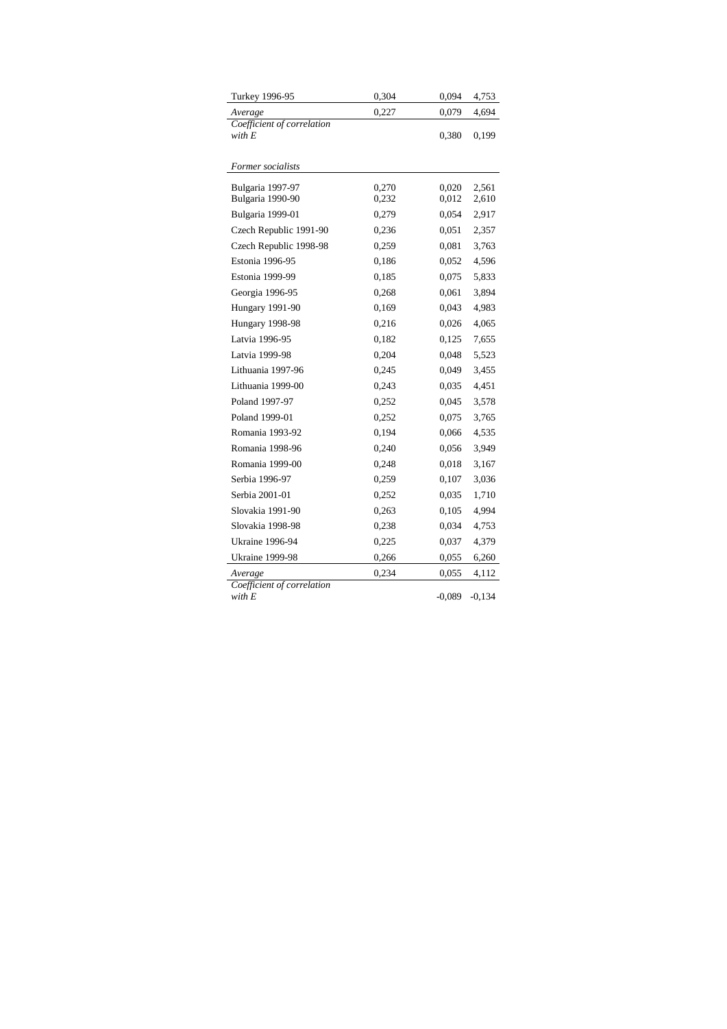| | | | |
|---|---|---|---|
| Turkey 1996-95 | 0,304 | 0,094 | 4,753 |
| *Average* | 0,227 | 0,079 | 4,694 |
| *Coefficient of correlation with E* | | 0,380 | 0,199 |
| | | | |
| *Former socialists* | | | |
| Bulgaria 1997-97 | 0,270 | 0,020 | 2,561 |
| Bulgaria 1990-90 | 0,232 | 0,012 | 2,610 |
| Bulgaria 1999-01 | 0,279 | 0,054 | 2,917 |
| Czech Republic 1991-90 | 0,236 | 0,051 | 2,357 |
| Czech Republic 1998-98 | 0,259 | 0,081 | 3,763 |
| Estonia 1996-95 | 0,186 | 0,052 | 4,596 |
| Estonia 1999-99 | 0,185 | 0,075 | 5,833 |
| Georgia 1996-95 | 0,268 | 0,061 | 3,894 |
| Hungary 1991-90 | 0,169 | 0,043 | 4,983 |
| Hungary 1998-98 | 0,216 | 0,026 | 4,065 |
| Latvia 1996-95 | 0,182 | 0,125 | 7,655 |
| Latvia 1999-98 | 0,204 | 0,048 | 5,523 |
| Lithuania 1997-96 | 0,245 | 0,049 | 3,455 |
| Lithuania 1999-00 | 0,243 | 0,035 | 4,451 |
| Poland 1997-97 | 0,252 | 0,045 | 3,578 |
| Poland 1999-01 | 0,252 | 0,075 | 3,765 |
| Romania 1993-92 | 0,194 | 0,066 | 4,535 |
| Romania 1998-96 | 0,240 | 0,056 | 3,949 |
| Romania 1999-00 | 0,248 | 0,018 | 3,167 |
| Serbia 1996-97 | 0,259 | 0,107 | 3,036 |
| Serbia 2001-01 | 0,252 | 0,035 | 1,710 |
| Slovakia 1991-90 | 0,263 | 0,105 | 4,994 |
| Slovakia 1998-98 | 0,238 | 0,034 | 4,753 |
| Ukraine 1996-94 | 0,225 | 0,037 | 4,379 |
| Ukraine 1999-98 | 0,266 | 0,055 | 6,260 |
| *Average* | 0,234 | 0,055 | 4,112 |
| *Coefficient of correlation with E* | | -0,089 | -0,134 |